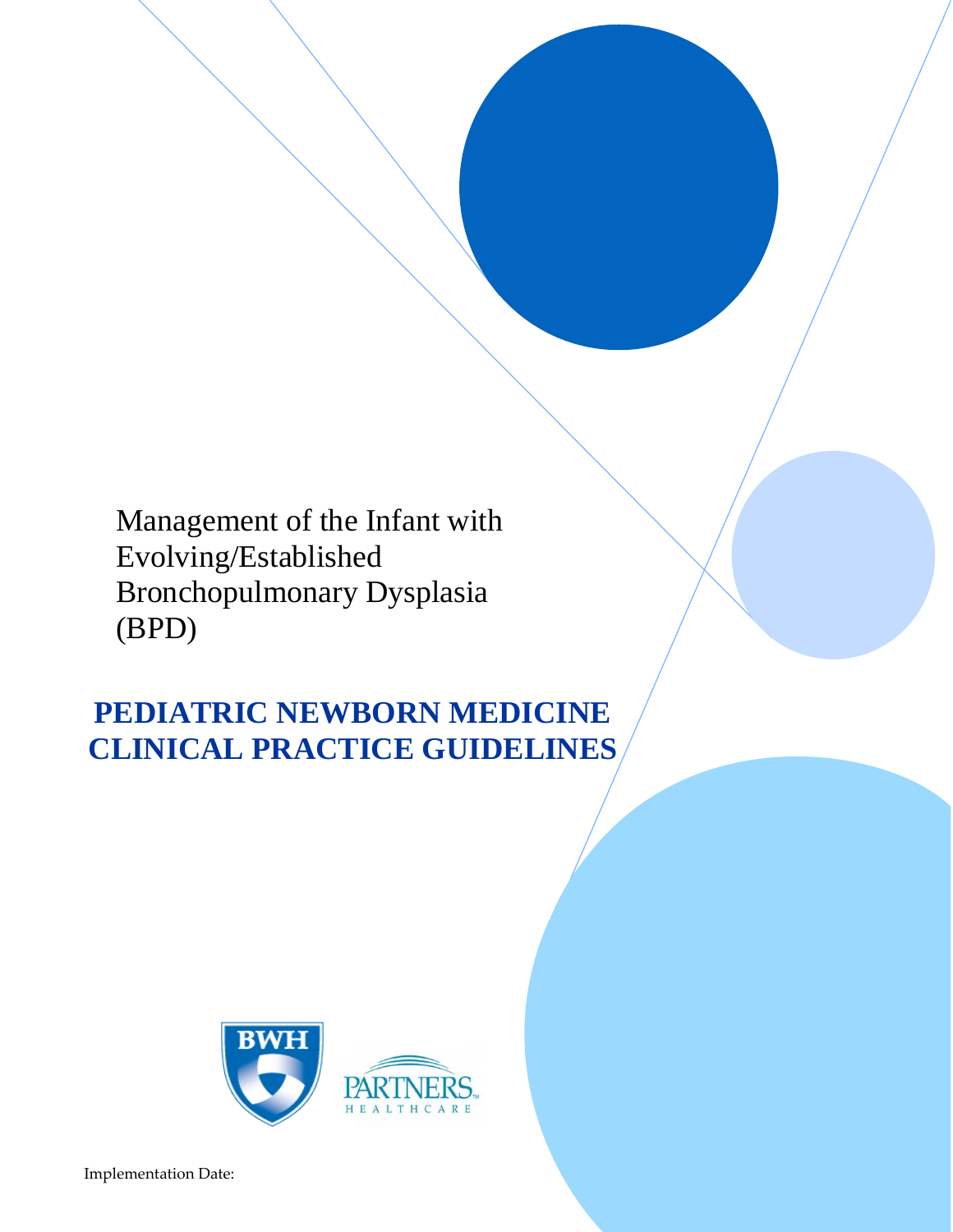# Management of the Infant with Evolving/Established Bronchopulmonary Dysplasia (BPD)

## PEDIATRIC NEWBORN MEDICINE CLINICAL PRACTICE GUIDELINES

BWH

PARTNERS HEALTHCARE

Implementation Date: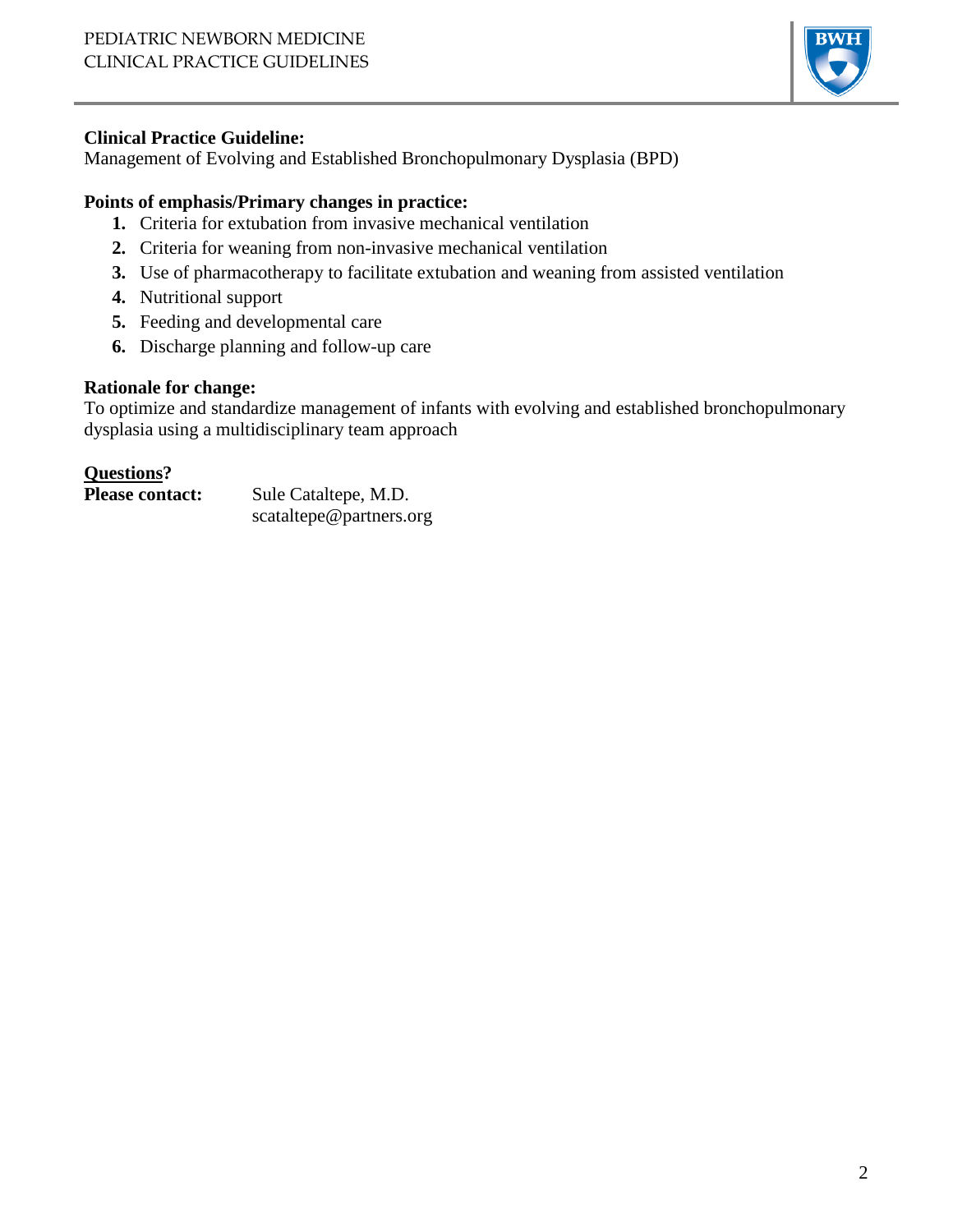**Clinical Practice Guideline:**
Management of Evolving and Established Bronchopulmonary Dysplasia (BPD)

**Points of emphasis/Primary changes in practice:**

1. Criteria for extubation from invasive mechanical ventilation
2. Criteria for weaning from non-invasive mechanical ventilation
3. Use of pharmacotherapy to facilitate extubation and weaning from assisted ventilation
4. Nutritional support
5. Feeding and developmental care
6. Discharge planning and follow-up care

**Rationale for change:**
To optimize and standardize management of infants with evolving and established bronchopulmonary dysplasia using a multidisciplinary team approach

**Questions?**
**Please contact:** Sule Cataltepe, M.D.
scataltepe@partners.org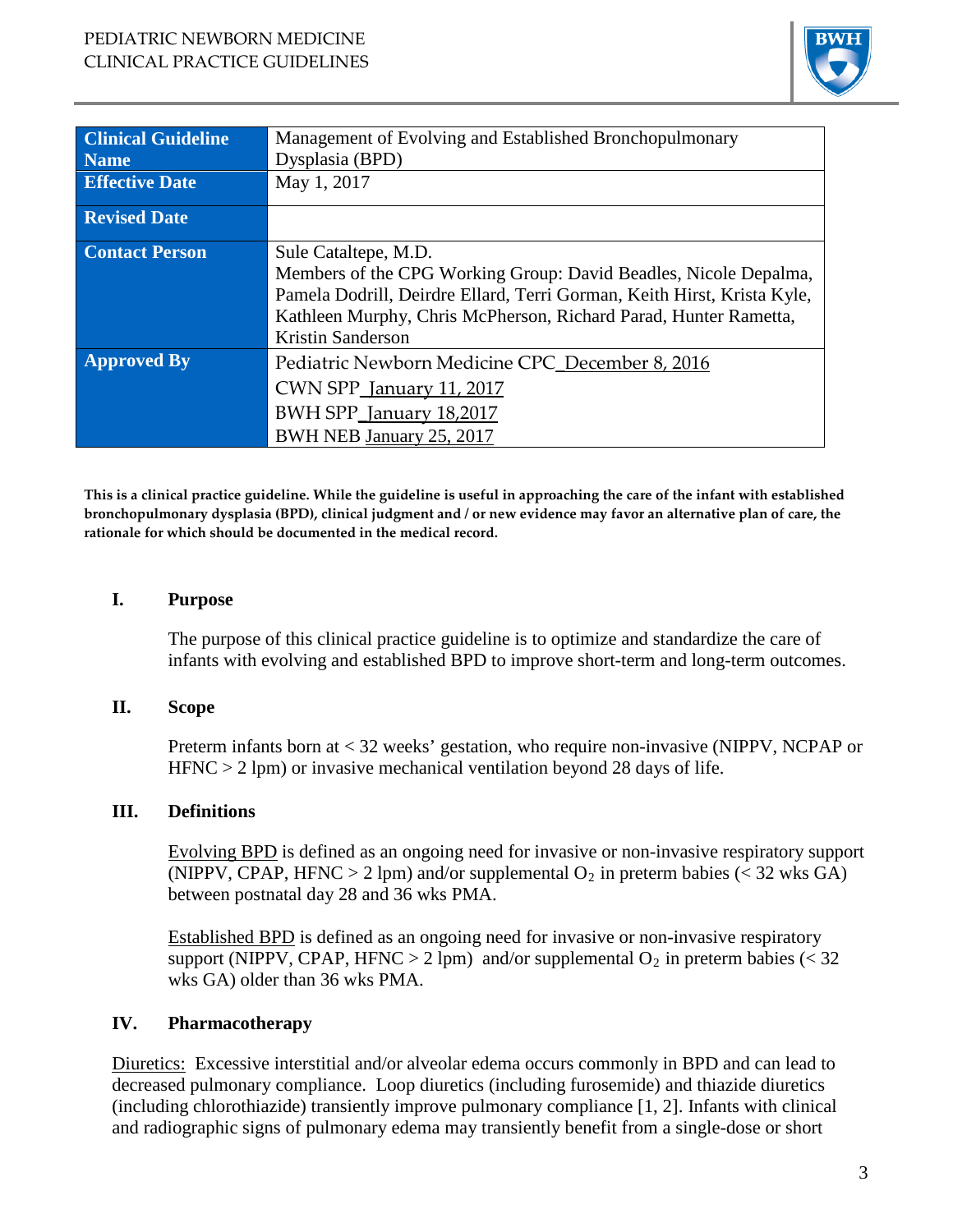| Clinical Guideline Name | Management of Evolving and Established Bronchopulmonary Dysplasia (BPD) |
|---|---|
| Effective Date | May 1, 2017 |
| Revised Date | |
| Contact Person | Sule Cataltepe, M.D.<br>Members of the CPG Working Group: David Beadles, Nicole Depalma, Pamela Dodrill, Deirdre Ellard, Terri Gorman, Keith Hirst, Krista Kyle, Kathleen Murphy, Chris McPherson, Richard Parad, Hunter Rametta, Kristin Sanderson |
| Approved By | Pediatric Newborn Medicine CPC_December 8, 2016<br>CWN SPP_January 11, 2017<br>BWH SPP_January 18,2017<br>BWH NEB January 25, 2017 |

**This is a clinical practice guideline. While the guideline is useful in approaching the care of the infant with established bronchopulmonary dysplasia (BPD), clinical judgment and / or new evidence may favor an alternative plan of care, the rationale for which should be documented in the medical record.**

## I. Purpose

The purpose of this clinical practice guideline is to optimize and standardize the care of infants with evolving and established BPD to improve short-term and long-term outcomes.

## II. Scope

Preterm infants born at < 32 weeks' gestation, who require non-invasive (NIPPV, NCPAP or HFNC > 2 lpm) or invasive mechanical ventilation beyond 28 days of life.

## III. Definitions

Evolving BPD is defined as an ongoing need for invasive or non-invasive respiratory support (NIPPV, CPAP, HFNC > 2 lpm) and/or supplemental $O_2$ in preterm babies (< 32 wks GA) between postnatal day 28 and 36 wks PMA.

Established BPD is defined as an ongoing need for invasive or non-invasive respiratory support (NIPPV, CPAP, HFNC > 2 lpm) and/or supplemental $O_2$ in preterm babies (< 32 wks GA) older than 36 wks PMA.

## IV. Pharmacotherapy

Diuretics: Excessive interstitial and/or alveolar edema occurs commonly in BPD and can lead to decreased pulmonary compliance. Loop diuretics (including furosemide) and thiazide diuretics (including chlorothiazide) transiently improve pulmonary compliance [1, 2]. Infants with clinical and radiographic signs of pulmonary edema may transiently benefit from a single-dose or short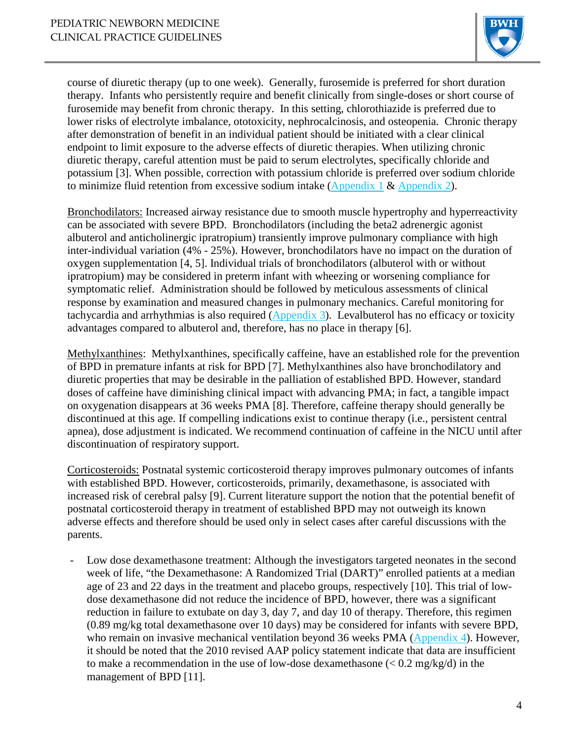course of diuretic therapy (up to one week). Generally, furosemide is preferred for short duration therapy. Infants who persistently require and benefit clinically from single-doses or short course of furosemide may benefit from chronic therapy. In this setting, chlorothiazide is preferred due to lower risks of electrolyte imbalance, ototoxicity, nephrocalcinosis, and osteopenia. Chronic therapy after demonstration of benefit in an individual patient should be initiated with a clear clinical endpoint to limit exposure to the adverse effects of diuretic therapies. When utilizing chronic diuretic therapy, careful attention must be paid to serum electrolytes, specifically chloride and potassium [3]. When possible, correction with potassium chloride is preferred over sodium chloride to minimize fluid retention from excessive sodium intake (Appendix 1 & Appendix 2).

<u>Bronchodilators:</u> Increased airway resistance due to smooth muscle hypertrophy and hyperreactivity can be associated with severe BPD. Bronchodilators (including the beta2 adrenergic agonist albuterol and anticholinergic ipratropium) transiently improve pulmonary compliance with high inter-individual variation (4% - 25%). However, bronchodilators have no impact on the duration of oxygen supplementation [4, 5]. Individual trials of bronchodilators (albuterol with or without ipratropium) may be considered in preterm infant with wheezing or worsening compliance for symptomatic relief. Administration should be followed by meticulous assessments of clinical response by examination and measured changes in pulmonary mechanics. Careful monitoring for tachycardia and arrhythmias is also required (Appendix 3). Levalbuterol has no efficacy or toxicity advantages compared to albuterol and, therefore, has no place in therapy [6].

<u>Methylxanthines</u>: Methylxanthines, specifically caffeine, have an established role for the prevention of BPD in premature infants at risk for BPD [7]. Methylxanthines also have bronchodilatory and diuretic properties that may be desirable in the palliation of established BPD. However, standard doses of caffeine have diminishing clinical impact with advancing PMA; in fact, a tangible impact on oxygenation disappears at 36 weeks PMA [8]. Therefore, caffeine therapy should generally be discontinued at this age. If compelling indications exist to continue therapy (i.e., persistent central apnea), dose adjustment is indicated. We recommend continuation of caffeine in the NICU until after discontinuation of respiratory support.

<u>Corticosteroids:</u> Postnatal systemic corticosteroid therapy improves pulmonary outcomes of infants with established BPD. However, corticosteroids, primarily, dexamethasone, is associated with increased risk of cerebral palsy [9]. Current literature support the notion that the potential benefit of postnatal corticosteroid therapy in treatment of established BPD may not outweigh its known adverse effects and therefore should be used only in select cases after careful discussions with the parents.

- Low dose dexamethasone treatment: Although the investigators targeted neonates in the second week of life, "the Dexamethasone: A Randomized Trial (DART)" enrolled patients at a median age of 23 and 22 days in the treatment and placebo groups, respectively [10]. This trial of low-dose dexamethasone did not reduce the incidence of BPD, however, there was a significant reduction in failure to extubate on day 3, day 7, and day 10 of therapy. Therefore, this regimen (0.89 mg/kg total dexamethasone over 10 days) may be considered for infants with severe BPD, who remain on invasive mechanical ventilation beyond 36 weeks PMA (Appendix 4). However, it should be noted that the 2010 revised AAP policy statement indicate that data are insufficient to make a recommendation in the use of low-dose dexamethasone (< 0.2 mg/kg/d) in the management of BPD [11].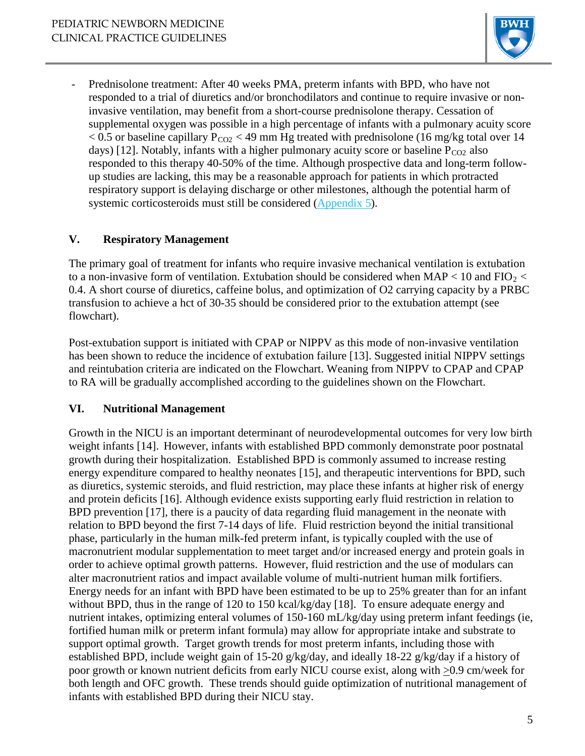- Prednisolone treatment: After 40 weeks PMA, preterm infants with BPD, who have not responded to a trial of diuretics and/or bronchodilators and continue to require invasive or non-invasive ventilation, may benefit from a short-course prednisolone therapy. Cessation of supplemental oxygen was possible in a high percentage of infants with a pulmonary acuity score < 0.5 or baseline capillary $P_{CO2}$ < 49 mm Hg treated with prednisolone (16 mg/kg total over 14 days) [12]. Notably, infants with a higher pulmonary acuity score or baseline $P_{CO2}$ also responded to this therapy 40-50% of the time. Although prospective data and long-term follow-up studies are lacking, this may be a reasonable approach for patients in which protracted respiratory support is delaying discharge or other milestones, although the potential harm of systemic corticosteroids must still be considered (Appendix 5).

## V. Respiratory Management

The primary goal of treatment for infants who require invasive mechanical ventilation is extubation to a non-invasive form of ventilation. Extubation should be considered when MAP < 10 and $FIO_2$ < 0.4. A short course of diuretics, caffeine bolus, and optimization of O2 carrying capacity by a PRBC transfusion to achieve a hct of 30-35 should be considered prior to the extubation attempt (see flowchart).

Post-extubation support is initiated with CPAP or NIPPV as this mode of non-invasive ventilation has been shown to reduce the incidence of extubation failure [13]. Suggested initial NIPPV settings and reintubation criteria are indicated on the Flowchart. Weaning from NIPPV to CPAP and CPAP to RA will be gradually accomplished according to the guidelines shown on the Flowchart.

## VI. Nutritional Management

Growth in the NICU is an important determinant of neurodevelopmental outcomes for very low birth weight infants [14]. However, infants with established BPD commonly demonstrate poor postnatal growth during their hospitalization. Established BPD is commonly assumed to increase resting energy expenditure compared to healthy neonates [15], and therapeutic interventions for BPD, such as diuretics, systemic steroids, and fluid restriction, may place these infants at higher risk of energy and protein deficits [16]. Although evidence exists supporting early fluid restriction in relation to BPD prevention [17], there is a paucity of data regarding fluid management in the neonate with relation to BPD beyond the first 7-14 days of life. Fluid restriction beyond the initial transitional phase, particularly in the human milk-fed preterm infant, is typically coupled with the use of macronutrient modular supplementation to meet target and/or increased energy and protein goals in order to achieve optimal growth patterns. However, fluid restriction and the use of modulars can alter macronutrient ratios and impact available volume of multi-nutrient human milk fortifiers. Energy needs for an infant with BPD have been estimated to be up to 25% greater than for an infant without BPD, thus in the range of 120 to 150 kcal/kg/day [18]. To ensure adequate energy and nutrient intakes, optimizing enteral volumes of 150-160 mL/kg/day using preterm infant feedings (ie, fortified human milk or preterm infant formula) may allow for appropriate intake and substrate to support optimal growth. Target growth trends for most preterm infants, including those with established BPD, include weight gain of 15-20 g/kg/day, and ideally 18-22 g/kg/day if a history of poor growth or known nutrient deficits from early NICU course exist, along with ≥0.9 cm/week for both length and OFC growth. These trends should guide optimization of nutritional management of infants with established BPD during their NICU stay.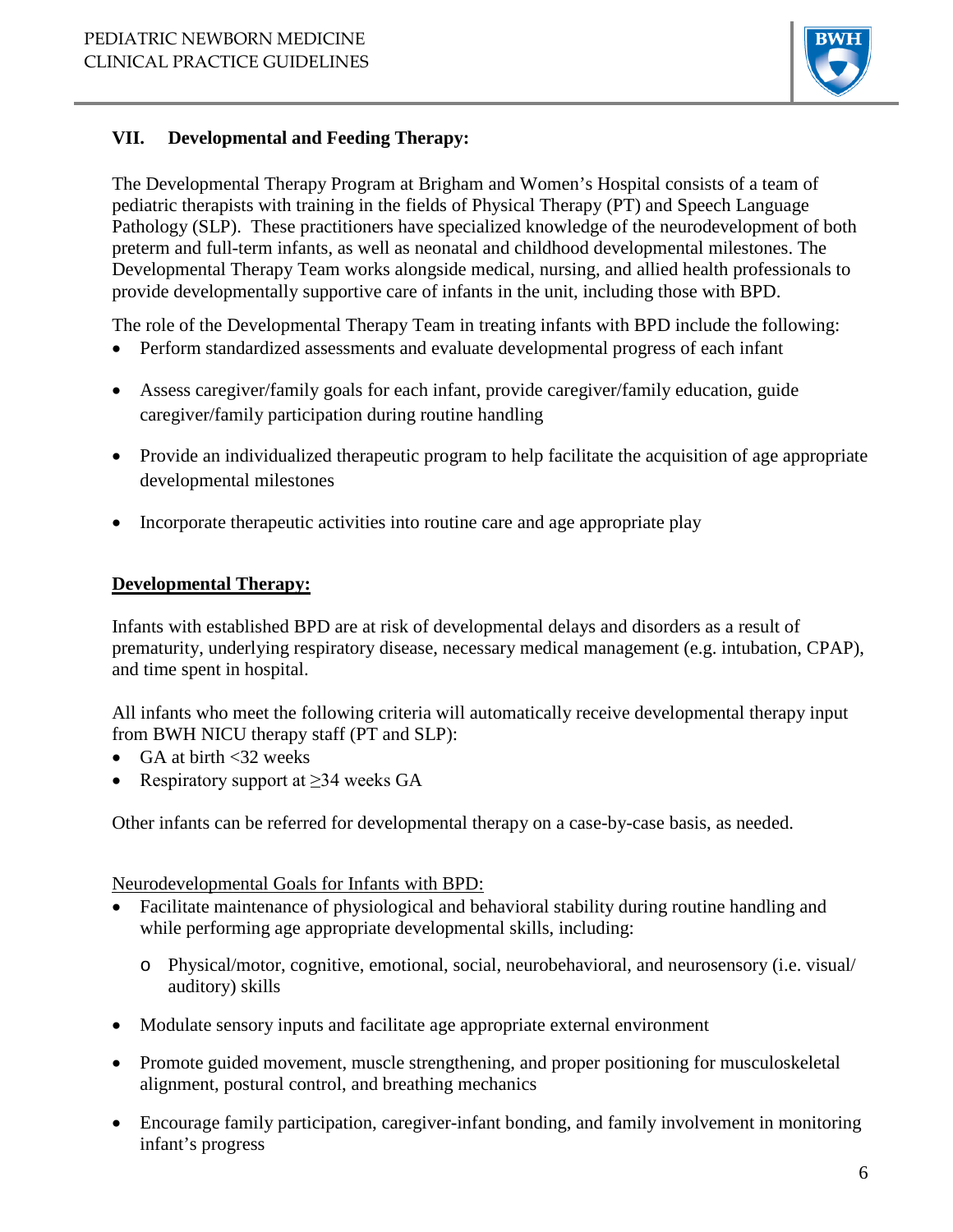## VII. Developmental and Feeding Therapy:

The Developmental Therapy Program at Brigham and Women's Hospital consists of a team of pediatric therapists with training in the fields of Physical Therapy (PT) and Speech Language Pathology (SLP). These practitioners have specialized knowledge of the neurodevelopment of both preterm and full-term infants, as well as neonatal and childhood developmental milestones. The Developmental Therapy Team works alongside medical, nursing, and allied health professionals to provide developmentally supportive care of infants in the unit, including those with BPD.

The role of the Developmental Therapy Team in treating infants with BPD include the following:

- Perform standardized assessments and evaluate developmental progress of each infant
- Assess caregiver/family goals for each infant, provide caregiver/family education, guide caregiver/family participation during routine handling
- Provide an individualized therapeutic program to help facilitate the acquisition of age appropriate developmental milestones
- Incorporate therapeutic activities into routine care and age appropriate play

### Developmental Therapy:

Infants with established BPD are at risk of developmental delays and disorders as a result of prematurity, underlying respiratory disease, necessary medical management (e.g. intubation, CPAP), and time spent in hospital.

All infants who meet the following criteria will automatically receive developmental therapy input from BWH NICU therapy staff (PT and SLP):

- GA at birth <32 weeks
- Respiratory support at ≥34 weeks GA

Other infants can be referred for developmental therapy on a case-by-case basis, as needed.

Neurodevelopmental Goals for Infants with BPD:

- Facilitate maintenance of physiological and behavioral stability during routine handling and while performing age appropriate developmental skills, including:
  - Physical/motor, cognitive, emotional, social, neurobehavioral, and neurosensory (i.e. visual/ auditory) skills
- Modulate sensory inputs and facilitate age appropriate external environment
- Promote guided movement, muscle strengthening, and proper positioning for musculoskeletal alignment, postural control, and breathing mechanics
- Encourage family participation, caregiver-infant bonding, and family involvement in monitoring infant's progress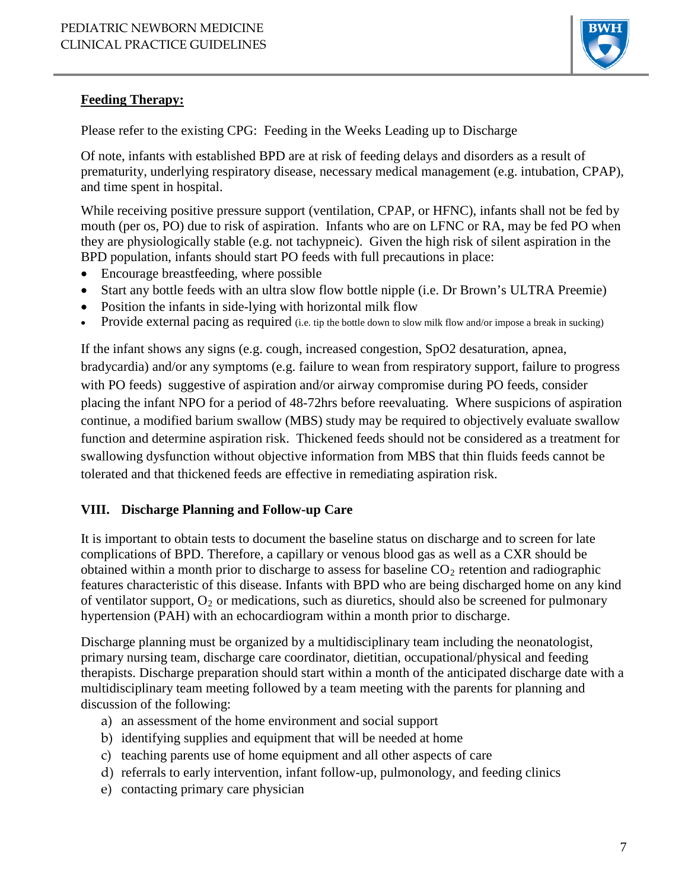**Feeding Therapy:**

Please refer to the existing CPG: Feeding in the Weeks Leading up to Discharge

Of note, infants with established BPD are at risk of feeding delays and disorders as a result of prematurity, underlying respiratory disease, necessary medical management (e.g. intubation, CPAP), and time spent in hospital.

While receiving positive pressure support (ventilation, CPAP, or HFNC), infants shall not be fed by mouth (per os, PO) due to risk of aspiration. Infants who are on LFNC or RA, may be fed PO when they are physiologically stable (e.g. not tachypneic). Given the high risk of silent aspiration in the BPD population, infants should start PO feeds with full precautions in place:

- Encourage breastfeeding, where possible
- Start any bottle feeds with an ultra slow flow bottle nipple (i.e. Dr Brown's ULTRA Preemie)
- Position the infants in side-lying with horizontal milk flow
- Provide external pacing as required (i.e. tip the bottle down to slow milk flow and/or impose a break in sucking)

If the infant shows any signs (e.g. cough, increased congestion, SpO2 desaturation, apnea, bradycardia) and/or any symptoms (e.g. failure to wean from respiratory support, failure to progress with PO feeds) suggestive of aspiration and/or airway compromise during PO feeds, consider placing the infant NPO for a period of 48-72hrs before reevaluating. Where suspicions of aspiration continue, a modified barium swallow (MBS) study may be required to objectively evaluate swallow function and determine aspiration risk. Thickened feeds should not be considered as a treatment for swallowing dysfunction without objective information from MBS that thin fluids feeds cannot be tolerated and that thickened feeds are effective in remediating aspiration risk.

## VIII. Discharge Planning and Follow-up Care

It is important to obtain tests to document the baseline status on discharge and to screen for late complications of BPD. Therefore, a capillary or venous blood gas as well as a CXR should be obtained within a month prior to discharge to assess for baseline $CO_2$ retention and radiographic features characteristic of this disease. Infants with BPD who are being discharged home on any kind of ventilator support, $O_2$ or medications, such as diuretics, should also be screened for pulmonary hypertension (PAH) with an echocardiogram within a month prior to discharge.

Discharge planning must be organized by a multidisciplinary team including the neonatologist, primary nursing team, discharge care coordinator, dietitian, occupational/physical and feeding therapists. Discharge preparation should start within a month of the anticipated discharge date with a multidisciplinary team meeting followed by a team meeting with the parents for planning and discussion of the following:

a) an assessment of the home environment and social support
b) identifying supplies and equipment that will be needed at home
c) teaching parents use of home equipment and all other aspects of care
d) referrals to early intervention, infant follow-up, pulmonology, and feeding clinics
e) contacting primary care physician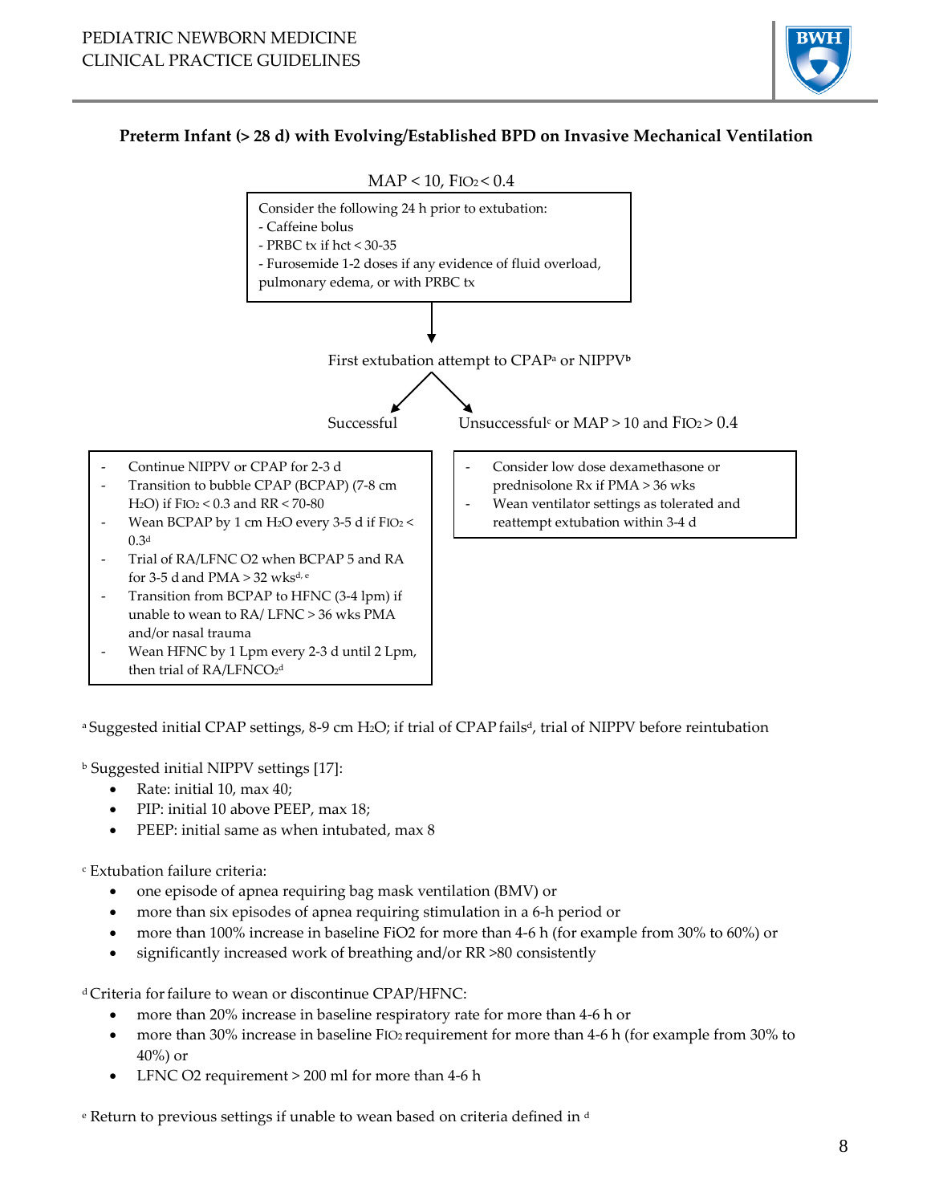### Preterm Infant (> 28 d) with Evolving/Established BPD on Invasive Mechanical Ventilation

MAP < 10, $FiO_2$ < 0.4

Consider the following 24 h prior to extubation:
- Caffeine bolus
- PRBC tx if hct < 30-35
- Furosemide 1-2 doses if any evidence of fluid overload, pulmonary edema, or with PRBC tx

↓

First extubation attempt to CPAP[a] or NIPPV[b]

**Successful**

- Continue NIPPV or CPAP for 2-3 d
- Transition to bubble CPAP (BCPAP) (7-8 cm $H_2O$) if $FiO_2$ < 0.3 and RR < 70-80
- Wean BCPAP by 1 cm $H_2O$ every 3-5 d if $FiO_2$ < 0.3[d]
- Trial of RA/LFNC O2 when BCPAP 5 and RA for 3-5 d and PMA > 32 wks[d, e]
- Transition from BCPAP to HFNC (3-4 lpm) if unable to wean to RA/ LFNC > 36 wks PMA and/or nasal trauma
- Wean HFNC by 1 Lpm every 2-3 d until 2 Lpm, then trial of RA/LFNC$O_2$[d]

**Unsuccessful[c] or MAP > 10 and $FiO_2$ > 0.4**

- Consider low dose dexamethasone or prednisolone Rx if PMA > 36 wks
- Wean ventilator settings as tolerated and reattempt extubation within 3-4 d

[a] Suggested initial CPAP settings, 8-9 cm $H_2O$; if trial of CPAP fails[d], trial of NIPPV before reintubation

[b] Suggested initial NIPPV settings [17]:

- Rate: initial 10, max 40;
- PIP: initial 10 above PEEP, max 18;
- PEEP: initial same as when intubated, max 8

[c] Extubation failure criteria:

- one episode of apnea requiring bag mask ventilation (BMV) or
- more than six episodes of apnea requiring stimulation in a 6-h period or
- more than 100% increase in baseline FiO2 for more than 4-6 h (for example from 30% to 60%) or
- significantly increased work of breathing and/or RR >80 consistently

[d] Criteria for failure to wean or discontinue CPAP/HFNC:

- more than 20% increase in baseline respiratory rate for more than 4-6 h or
- more than 30% increase in baseline $FiO_2$ requirement for more than 4-6 h (for example from 30% to 40%) or
- LFNC O2 requirement > 200 ml for more than 4-6 h

[e] Return to previous settings if unable to wean based on criteria defined in [d]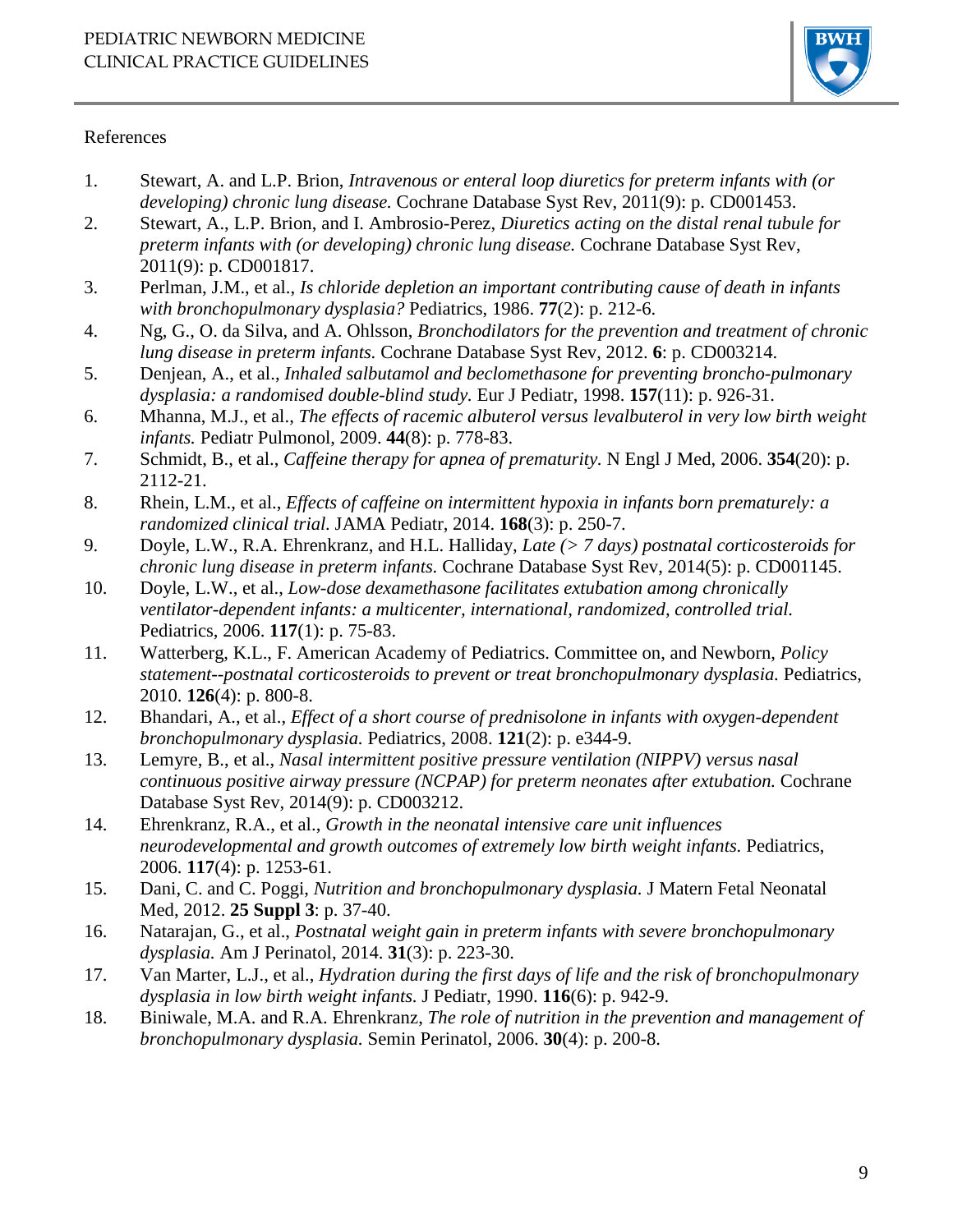References

1. Stewart, A. and L.P. Brion, *Intravenous or enteral loop diuretics for preterm infants with (or developing) chronic lung disease.* Cochrane Database Syst Rev, 2011(9): p. CD001453.
2. Stewart, A., L.P. Brion, and I. Ambrosio-Perez, *Diuretics acting on the distal renal tubule for preterm infants with (or developing) chronic lung disease.* Cochrane Database Syst Rev, 2011(9): p. CD001817.
3. Perlman, J.M., et al., *Is chloride depletion an important contributing cause of death in infants with bronchopulmonary dysplasia?* Pediatrics, 1986. **77**(2): p. 212-6.
4. Ng, G., O. da Silva, and A. Ohlsson, *Bronchodilators for the prevention and treatment of chronic lung disease in preterm infants.* Cochrane Database Syst Rev, 2012. **6**: p. CD003214.
5. Denjean, A., et al., *Inhaled salbutamol and beclomethasone for preventing broncho-pulmonary dysplasia: a randomised double-blind study.* Eur J Pediatr, 1998. **157**(11): p. 926-31.
6. Mhanna, M.J., et al., *The effects of racemic albuterol versus levalbuterol in very low birth weight infants.* Pediatr Pulmonol, 2009. **44**(8): p. 778-83.
7. Schmidt, B., et al., *Caffeine therapy for apnea of prematurity.* N Engl J Med, 2006. **354**(20): p. 2112-21.
8. Rhein, L.M., et al., *Effects of caffeine on intermittent hypoxia in infants born prematurely: a randomized clinical trial.* JAMA Pediatr, 2014. **168**(3): p. 250-7.
9. Doyle, L.W., R.A. Ehrenkranz, and H.L. Halliday, *Late (> 7 days) postnatal corticosteroids for chronic lung disease in preterm infants.* Cochrane Database Syst Rev, 2014(5): p. CD001145.
10. Doyle, L.W., et al., *Low-dose dexamethasone facilitates extubation among chronically ventilator-dependent infants: a multicenter, international, randomized, controlled trial.* Pediatrics, 2006. **117**(1): p. 75-83.
11. Watterberg, K.L., F. American Academy of Pediatrics. Committee on, and Newborn, *Policy statement--postnatal corticosteroids to prevent or treat bronchopulmonary dysplasia.* Pediatrics, 2010. **126**(4): p. 800-8.
12. Bhandari, A., et al., *Effect of a short course of prednisolone in infants with oxygen-dependent bronchopulmonary dysplasia.* Pediatrics, 2008. **121**(2): p. e344-9.
13. Lemyre, B., et al., *Nasal intermittent positive pressure ventilation (NIPPV) versus nasal continuous positive airway pressure (NCPAP) for preterm neonates after extubation.* Cochrane Database Syst Rev, 2014(9): p. CD003212.
14. Ehrenkranz, R.A., et al., *Growth in the neonatal intensive care unit influences neurodevelopmental and growth outcomes of extremely low birth weight infants.* Pediatrics, 2006. **117**(4): p. 1253-61.
15. Dani, C. and C. Poggi, *Nutrition and bronchopulmonary dysplasia.* J Matern Fetal Neonatal Med, 2012. **25 Suppl 3**: p. 37-40.
16. Natarajan, G., et al., *Postnatal weight gain in preterm infants with severe bronchopulmonary dysplasia.* Am J Perinatol, 2014. **31**(3): p. 223-30.
17. Van Marter, L.J., et al., *Hydration during the first days of life and the risk of bronchopulmonary dysplasia in low birth weight infants.* J Pediatr, 1990. **116**(6): p. 942-9.
18. Biniwale, M.A. and R.A. Ehrenkranz, *The role of nutrition in the prevention and management of bronchopulmonary dysplasia.* Semin Perinatol, 2006. **30**(4): p. 200-8.